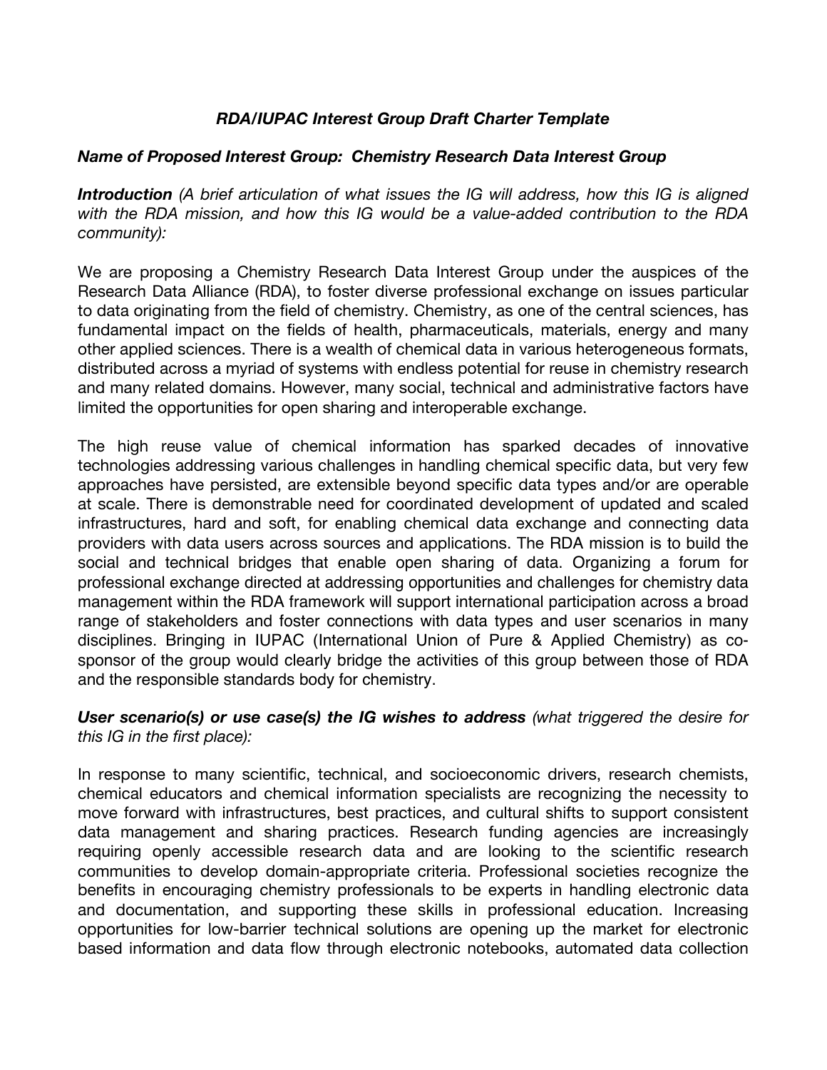# *RDA/IUPAC Interest Group Draft Charter Template*

***Name of Proposed Interest Group: Chemistry Research Data Interest Group***

***Introduction*** *(A brief articulation of what issues the IG will address, how this IG is aligned with the RDA mission, and how this IG would be a value-added contribution to the RDA community):*

We are proposing a Chemistry Research Data Interest Group under the auspices of the Research Data Alliance (RDA), to foster diverse professional exchange on issues particular to data originating from the field of chemistry. Chemistry, as one of the central sciences, has fundamental impact on the fields of health, pharmaceuticals, materials, energy and many other applied sciences. There is a wealth of chemical data in various heterogeneous formats, distributed across a myriad of systems with endless potential for reuse in chemistry research and many related domains. However, many social, technical and administrative factors have limited the opportunities for open sharing and interoperable exchange.

The high reuse value of chemical information has sparked decades of innovative technologies addressing various challenges in handling chemical specific data, but very few approaches have persisted, are extensible beyond specific data types and/or are operable at scale. There is demonstrable need for coordinated development of updated and scaled infrastructures, hard and soft, for enabling chemical data exchange and connecting data providers with data users across sources and applications. The RDA mission is to build the social and technical bridges that enable open sharing of data. Organizing a forum for professional exchange directed at addressing opportunities and challenges for chemistry data management within the RDA framework will support international participation across a broad range of stakeholders and foster connections with data types and user scenarios in many disciplines. Bringing in IUPAC (International Union of Pure & Applied Chemistry) as co-sponsor of the group would clearly bridge the activities of this group between those of RDA and the responsible standards body for chemistry.

***User scenario(s) or use case(s) the IG wishes to address*** *(what triggered the desire for this IG in the first place):*

In response to many scientific, technical, and socioeconomic drivers, research chemists, chemical educators and chemical information specialists are recognizing the necessity to move forward with infrastructures, best practices, and cultural shifts to support consistent data management and sharing practices. Research funding agencies are increasingly requiring openly accessible research data and are looking to the scientific research communities to develop domain-appropriate criteria. Professional societies recognize the benefits in encouraging chemistry professionals to be experts in handling electronic data and documentation, and supporting these skills in professional education. Increasing opportunities for low-barrier technical solutions are opening up the market for electronic based information and data flow through electronic notebooks, automated data collection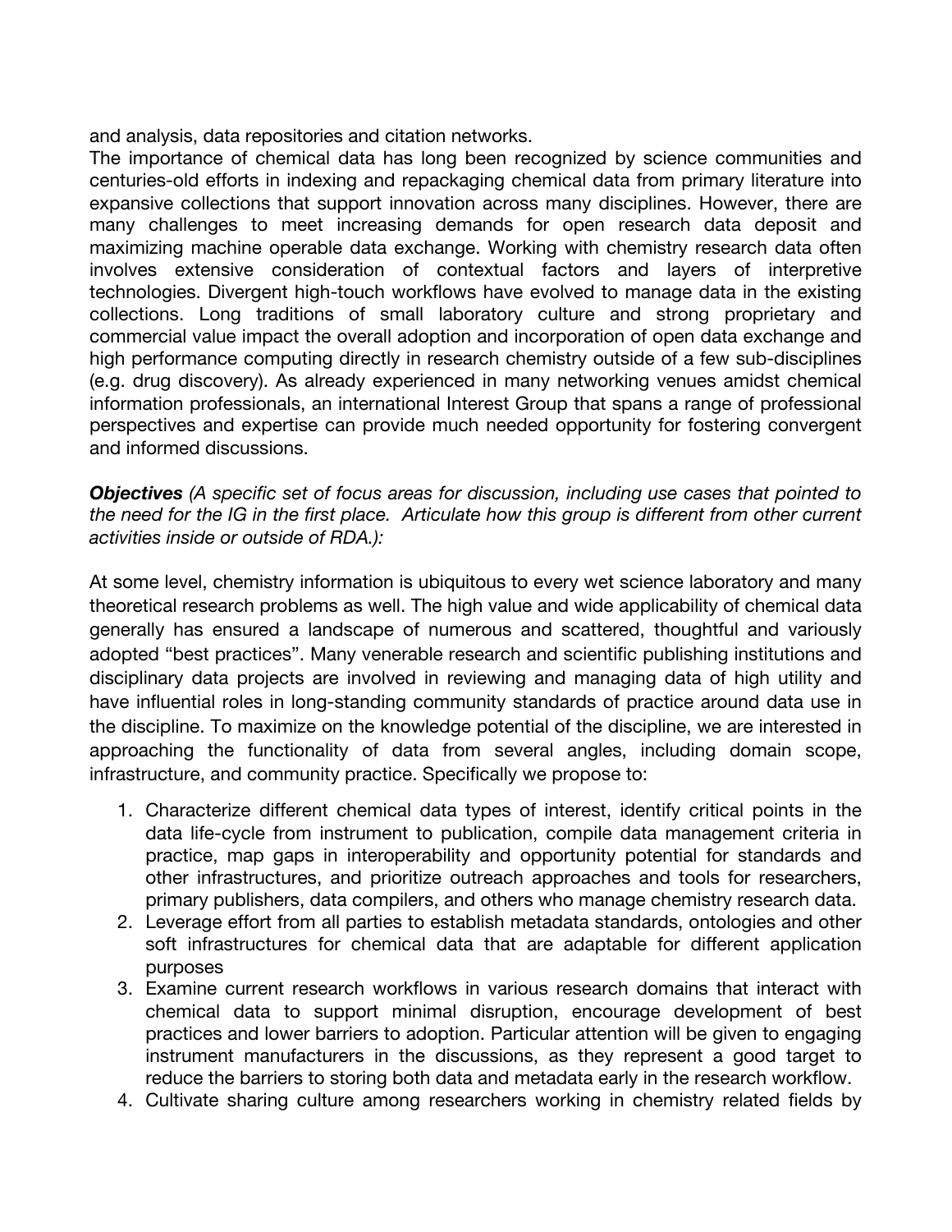and analysis, data repositories and citation networks.
The importance of chemical data has long been recognized by science communities and centuries-old efforts in indexing and repackaging chemical data from primary literature into expansive collections that support innovation across many disciplines. However, there are many challenges to meet increasing demands for open research data deposit and maximizing machine operable data exchange. Working with chemistry research data often involves extensive consideration of contextual factors and layers of interpretive technologies. Divergent high-touch workflows have evolved to manage data in the existing collections. Long traditions of small laboratory culture and strong proprietary and commercial value impact the overall adoption and incorporation of open data exchange and high performance computing directly in research chemistry outside of a few sub-disciplines (e.g. drug discovery). As already experienced in many networking venues amidst chemical information professionals, an international Interest Group that spans a range of professional perspectives and expertise can provide much needed opportunity for fostering convergent and informed discussions.

***Objectives*** *(A specific set of focus areas for discussion, including use cases that pointed to the need for the IG in the first place. Articulate how this group is different from other current activities inside or outside of RDA.):*

At some level, chemistry information is ubiquitous to every wet science laboratory and many theoretical research problems as well. The high value and wide applicability of chemical data generally has ensured a landscape of numerous and scattered, thoughtful and variously adopted "best practices". Many venerable research and scientific publishing institutions and disciplinary data projects are involved in reviewing and managing data of high utility and have influential roles in long-standing community standards of practice around data use in the discipline. To maximize on the knowledge potential of the discipline, we are interested in approaching the functionality of data from several angles, including domain scope, infrastructure, and community practice. Specifically we propose to:

1. Characterize different chemical data types of interest, identify critical points in the data life-cycle from instrument to publication, compile data management criteria in practice, map gaps in interoperability and opportunity potential for standards and other infrastructures, and prioritize outreach approaches and tools for researchers, primary publishers, data compilers, and others who manage chemistry research data.
2. Leverage effort from all parties to establish metadata standards, ontologies and other soft infrastructures for chemical data that are adaptable for different application purposes
3. Examine current research workflows in various research domains that interact with chemical data to support minimal disruption, encourage development of best practices and lower barriers to adoption. Particular attention will be given to engaging instrument manufacturers in the discussions, as they represent a good target to reduce the barriers to storing both data and metadata early in the research workflow.
4. Cultivate sharing culture among researchers working in chemistry related fields by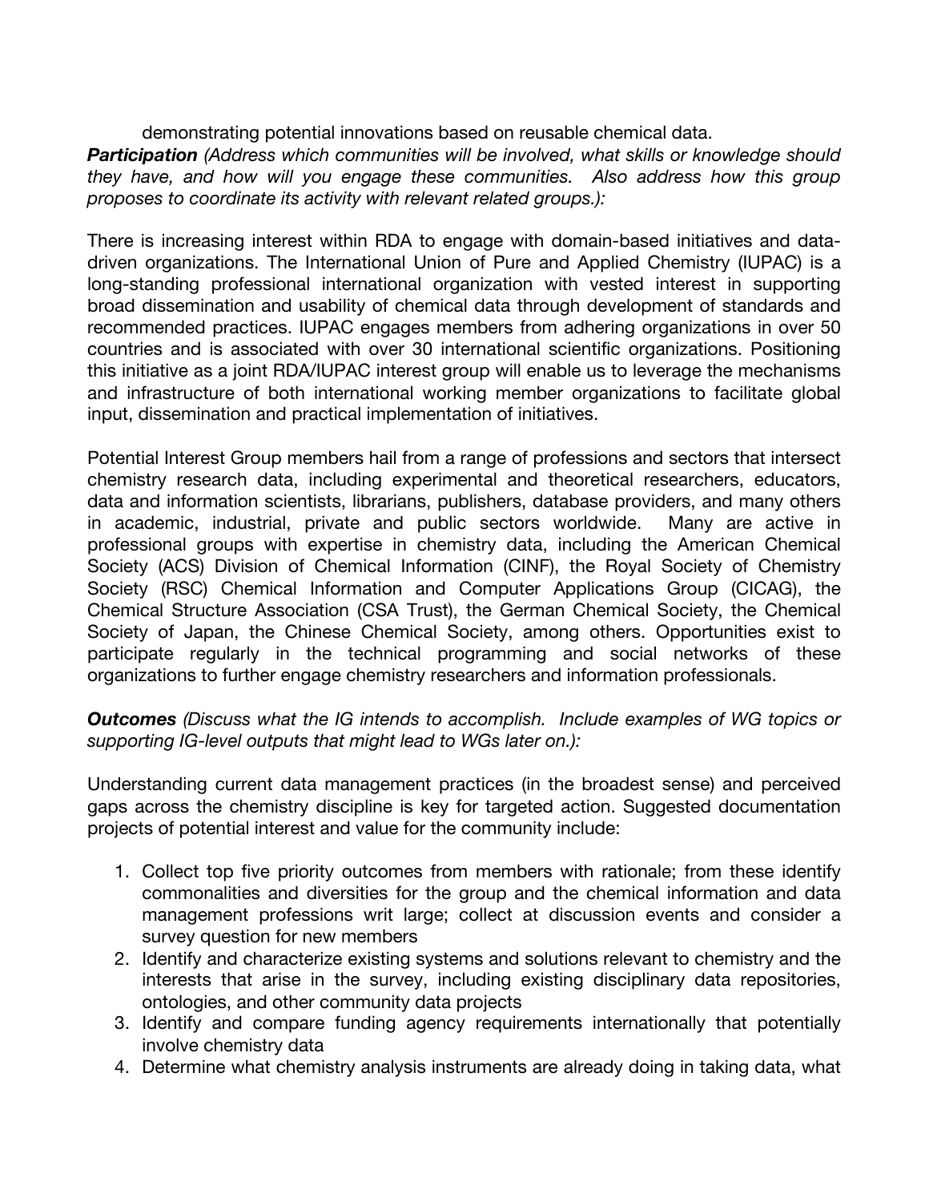demonstrating potential innovations based on reusable chemical data.

***Participation*** *(Address which communities will be involved, what skills or knowledge should they have, and how will you engage these communities. Also address how this group proposes to coordinate its activity with relevant related groups.):*

There is increasing interest within RDA to engage with domain-based initiatives and data-driven organizations. The International Union of Pure and Applied Chemistry (IUPAC) is a long-standing professional international organization with vested interest in supporting broad dissemination and usability of chemical data through development of standards and recommended practices. IUPAC engages members from adhering organizations in over 50 countries and is associated with over 30 international scientific organizations. Positioning this initiative as a joint RDA/IUPAC interest group will enable us to leverage the mechanisms and infrastructure of both international working member organizations to facilitate global input, dissemination and practical implementation of initiatives.

Potential Interest Group members hail from a range of professions and sectors that intersect chemistry research data, including experimental and theoretical researchers, educators, data and information scientists, librarians, publishers, database providers, and many others in academic, industrial, private and public sectors worldwide. Many are active in professional groups with expertise in chemistry data, including the American Chemical Society (ACS) Division of Chemical Information (CINF), the Royal Society of Chemistry Society (RSC) Chemical Information and Computer Applications Group (CICAG), the Chemical Structure Association (CSA Trust), the German Chemical Society, the Chemical Society of Japan, the Chinese Chemical Society, among others. Opportunities exist to participate regularly in the technical programming and social networks of these organizations to further engage chemistry researchers and information professionals.

***Outcomes*** *(Discuss what the IG intends to accomplish. Include examples of WG topics or supporting IG-level outputs that might lead to WGs later on.):*

Understanding current data management practices (in the broadest sense) and perceived gaps across the chemistry discipline is key for targeted action. Suggested documentation projects of potential interest and value for the community include:

1. Collect top five priority outcomes from members with rationale; from these identify commonalities and diversities for the group and the chemical information and data management professions writ large; collect at discussion events and consider a survey question for new members
2. Identify and characterize existing systems and solutions relevant to chemistry and the interests that arise in the survey, including existing disciplinary data repositories, ontologies, and other community data projects
3. Identify and compare funding agency requirements internationally that potentially involve chemistry data
4. Determine what chemistry analysis instruments are already doing in taking data, what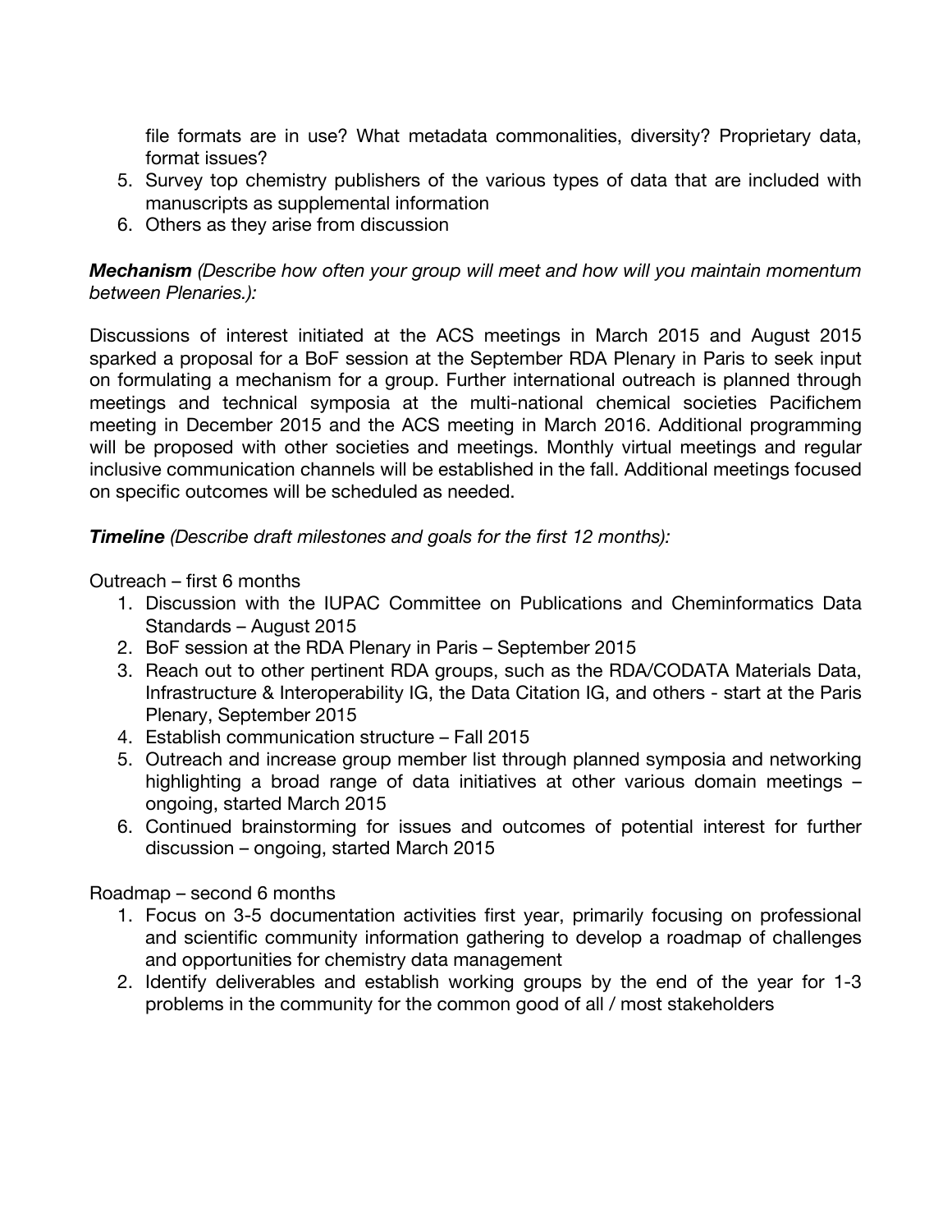file formats are in use? What metadata commonalities, diversity? Proprietary data, format issues?

5. Survey top chemistry publishers of the various types of data that are included with manuscripts as supplemental information
6. Others as they arise from discussion

***Mechanism*** *(Describe how often your group will meet and how will you maintain momentum between Plenaries.):*

Discussions of interest initiated at the ACS meetings in March 2015 and August 2015 sparked a proposal for a BoF session at the September RDA Plenary in Paris to seek input on formulating a mechanism for a group. Further international outreach is planned through meetings and technical symposia at the multi-national chemical societies Pacifichem meeting in December 2015 and the ACS meeting in March 2016. Additional programming will be proposed with other societies and meetings. Monthly virtual meetings and regular inclusive communication channels will be established in the fall. Additional meetings focused on specific outcomes will be scheduled as needed.

***Timeline*** *(Describe draft milestones and goals for the first 12 months):*

Outreach – first 6 months

1. Discussion with the IUPAC Committee on Publications and Cheminformatics Data Standards – August 2015
2. BoF session at the RDA Plenary in Paris – September 2015
3. Reach out to other pertinent RDA groups, such as the RDA/CODATA Materials Data, Infrastructure & Interoperability IG, the Data Citation IG, and others - start at the Paris Plenary, September 2015
4. Establish communication structure – Fall 2015
5. Outreach and increase group member list through planned symposia and networking highlighting a broad range of data initiatives at other various domain meetings – ongoing, started March 2015
6. Continued brainstorming for issues and outcomes of potential interest for further discussion – ongoing, started March 2015

Roadmap – second 6 months

1. Focus on 3-5 documentation activities first year, primarily focusing on professional and scientific community information gathering to develop a roadmap of challenges and opportunities for chemistry data management
2. Identify deliverables and establish working groups by the end of the year for 1-3 problems in the community for the common good of all / most stakeholders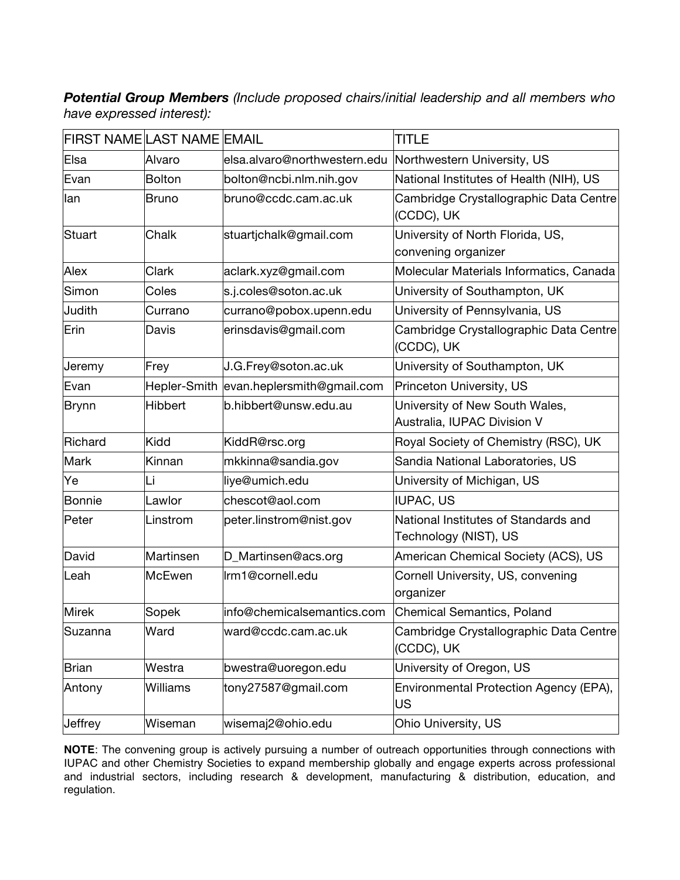***Potential Group Members*** *(Include proposed chairs/initial leadership and all members who have expressed interest):*

| FIRST NAME | LAST NAME | EMAIL | TITLE |
|---|---|---|---|
| Elsa | Alvaro | elsa.alvaro@northwestern.edu | Northwestern University, US |
| Evan | Bolton | bolton@ncbi.nlm.nih.gov | National Institutes of Health (NIH), US |
| Ian | Bruno | bruno@ccdc.cam.ac.uk | Cambridge Crystallographic Data Centre (CCDC), UK |
| Stuart | Chalk | stuartjchalk@gmail.com | University of North Florida, US, convening organizer |
| Alex | Clark | aclark.xyz@gmail.com | Molecular Materials Informatics, Canada |
| Simon | Coles | s.j.coles@soton.ac.uk | University of Southampton, UK |
| Judith | Currano | currano@pobox.upenn.edu | University of Pennsylvania, US |
| Erin | Davis | erinsdavis@gmail.com | Cambridge Crystallographic Data Centre (CCDC), UK |
| Jeremy | Frey | J.G.Frey@soton.ac.uk | University of Southampton, UK |
| Evan | Hepler-Smith | evan.heplersmith@gmail.com | Princeton University, US |
| Brynn | Hibbert | b.hibbert@unsw.edu.au | University of New South Wales, Australia, IUPAC Division V |
| Richard | Kidd | KiddR@rsc.org | Royal Society of Chemistry (RSC), UK |
| Mark | Kinnan | mkkinna@sandia.gov | Sandia National Laboratories, US |
| Ye | Li | liye@umich.edu | University of Michigan, US |
| Bonnie | Lawlor | chescot@aol.com | IUPAC, US |
| Peter | Linstrom | peter.linstrom@nist.gov | National Institutes of Standards and Technology (NIST), US |
| David | Martinsen | D_Martinsen@acs.org | American Chemical Society (ACS), US |
| Leah | McEwen | lrm1@cornell.edu | Cornell University, US, convening organizer |
| Mirek | Sopek | info@chemicalsemantics.com | Chemical Semantics, Poland |
| Suzanna | Ward | ward@ccdc.cam.ac.uk | Cambridge Crystallographic Data Centre (CCDC), UK |
| Brian | Westra | bwestra@uoregon.edu | University of Oregon, US |
| Antony | Williams | tony27587@gmail.com | Environmental Protection Agency (EPA), US |
| Jeffrey | Wiseman | wisemaj2@ohio.edu | Ohio University, US |

**NOTE**: The convening group is actively pursuing a number of outreach opportunities through connections with IUPAC and other Chemistry Societies to expand membership globally and engage experts across professional and industrial sectors, including research & development, manufacturing & distribution, education, and regulation.